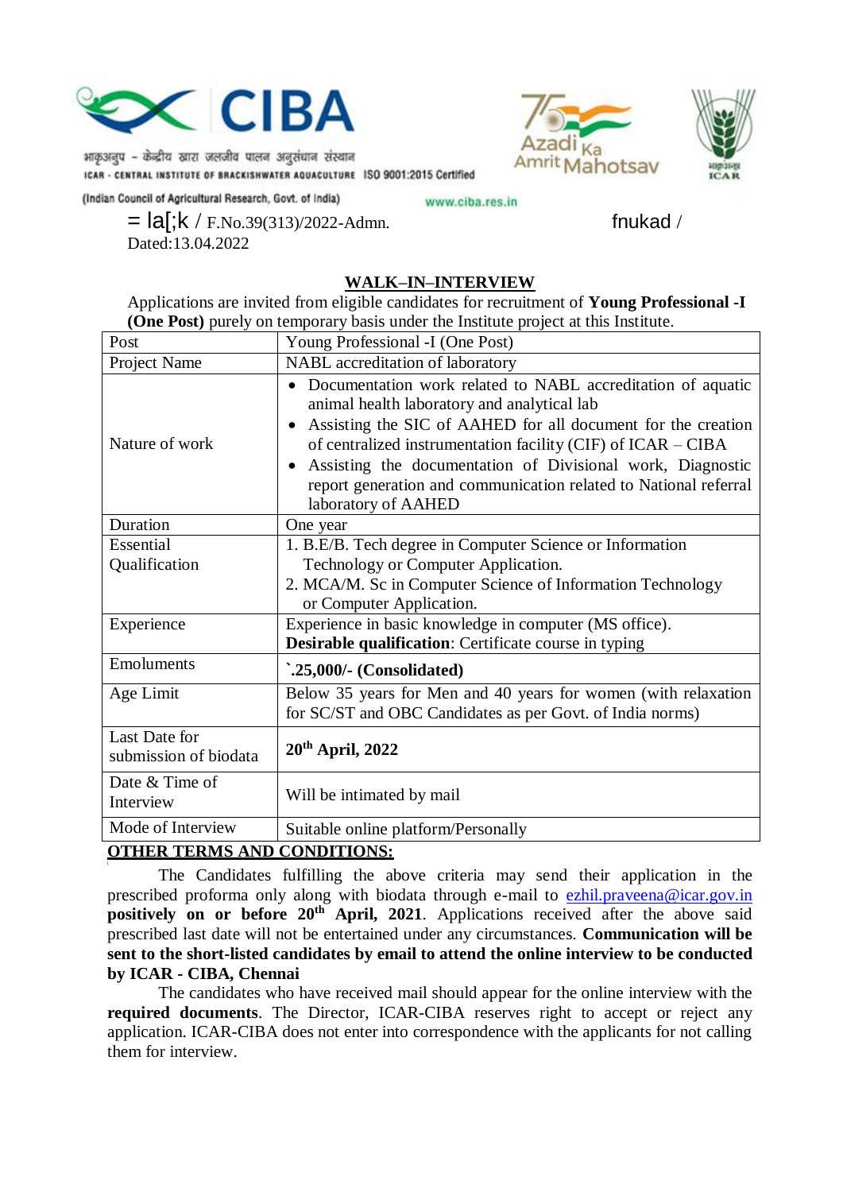भाकृअनुप - केन्द्रीय खारा जलजीव पालन अनुसंधान संस्थान
ICAR - CENTRAL INSTITUTE OF BRACKISHWATER AQUACULTURE ISO 9001:2015 Certified

(Indian Council of Agricultural Research, Govt. of India)

www.ciba.res.in

= la[;k / F.No.39(313)/2022-Admn. fnukad /
Dated:13.04.2022

## WALK–IN–INTERVIEW

Applications are invited from eligible candidates for recruitment of **Young Professional -I (One Post)** purely on temporary basis under the Institute project at this Institute.

| Post | Young Professional -I (One Post) |
|---|---|
| Project Name | NABL accreditation of laboratory |
| Nature of work | • Documentation work related to NABL accreditation of aquatic animal health laboratory and analytical lab<br>• Assisting the SIC of AAHED for all document for the creation of centralized instrumentation facility (CIF) of ICAR – CIBA<br>• Assisting the documentation of Divisional work, Diagnostic report generation and communication related to National referral laboratory of AAHED |
| Duration | One year |
| Essential Qualification | 1. B.E/B. Tech degree in Computer Science or Information Technology or Computer Application.<br>2. MCA/M. Sc in Computer Science of Information Technology or Computer Application. |
| Experience | Experience in basic knowledge in computer (MS office).<br>**Desirable qualification**: Certificate course in typing |
| Emoluments | **`.25,000/- (Consolidated)** |
| Age Limit | Below 35 years for Men and 40 years for women (with relaxation for SC/ST and OBC Candidates as per Govt. of India norms) |
| Last Date for submission of biodata | **20th April, 2022** |
| Date & Time of Interview | Will be intimated by mail |
| Mode of Interview | Suitable online platform/Personally |

**OTHER TERMS AND CONDITIONS:**

The Candidates fulfilling the above criteria may send their application in the prescribed proforma only along with biodata through e-mail to ezhil.praveena@icar.gov.in **positively on or before 20th April, 2021**. Applications received after the above said prescribed last date will not be entertained under any circumstances. **Communication will be sent to the short-listed candidates by email to attend the online interview to be conducted by ICAR - CIBA, Chennai**

The candidates who have received mail should appear for the online interview with the **required documents**. The Director, ICAR-CIBA reserves right to accept or reject any application. ICAR-CIBA does not enter into correspondence with the applicants for not calling them for interview.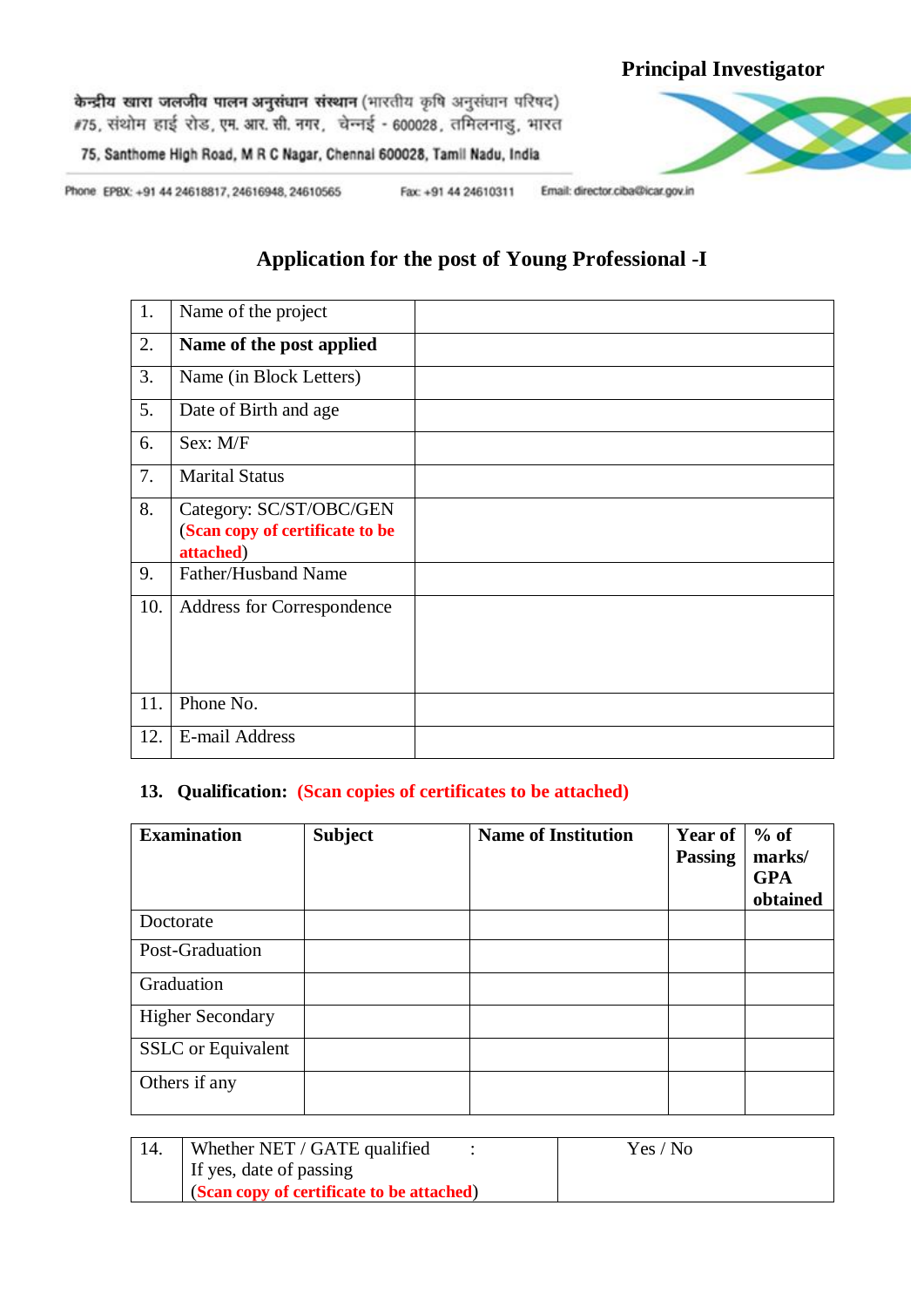**Principal Investigator**

केन्द्रीय खारा जलजीव पालन अनुसंधान संस्थान (भारतीय कृषि अनुसंधान परिषद)
#75, संथोम हाई रोड, एम. आर. सी. नगर, चेन्नई - 600028, तमिलनाडु, भारत
75, Santhome High Road, M R C Nagar, Chennai 600028, Tamil Nadu, India

Phone EPBX: +91 44 24618817, 24616948, 24610565 Fax: +91 44 24610311 Email: director.ciba@icar.gov.in

## Application for the post of Young Professional -I

| | | |
|---|---|---|
| 1. | Name of the project | |
| 2. | **Name of the post applied** | |
| 3. | Name (in Block Letters) | |
| 5. | Date of Birth and age | |
| 6. | Sex: M/F | |
| 7. | Marital Status | |
| 8. | Category: SC/ST/OBC/GEN (**Scan copy of certificate to be attached**) | |
| 9. | Father/Husband Name | |
| 10. | Address for Correspondence | |
| 11. | Phone No. | |
| 12. | E-mail Address | |

**13. Qualification: (Scan copies of certificates to be attached)**

| **Examination** | **Subject** | **Name of Institution** | **Year of Passing** | **% of marks/ GPA obtained** |
|---|---|---|---|---|
| Doctorate | | | | |
| Post-Graduation | | | | |
| Graduation | | | | |
| Higher Secondary | | | | |
| SSLC or Equivalent | | | | |
| Others if any | | | | |

| | | |
|---|---|---|
| 14. | Whether NET / GATE qualified : If yes, date of passing (**Scan copy of certificate to be attached**) | Yes / No |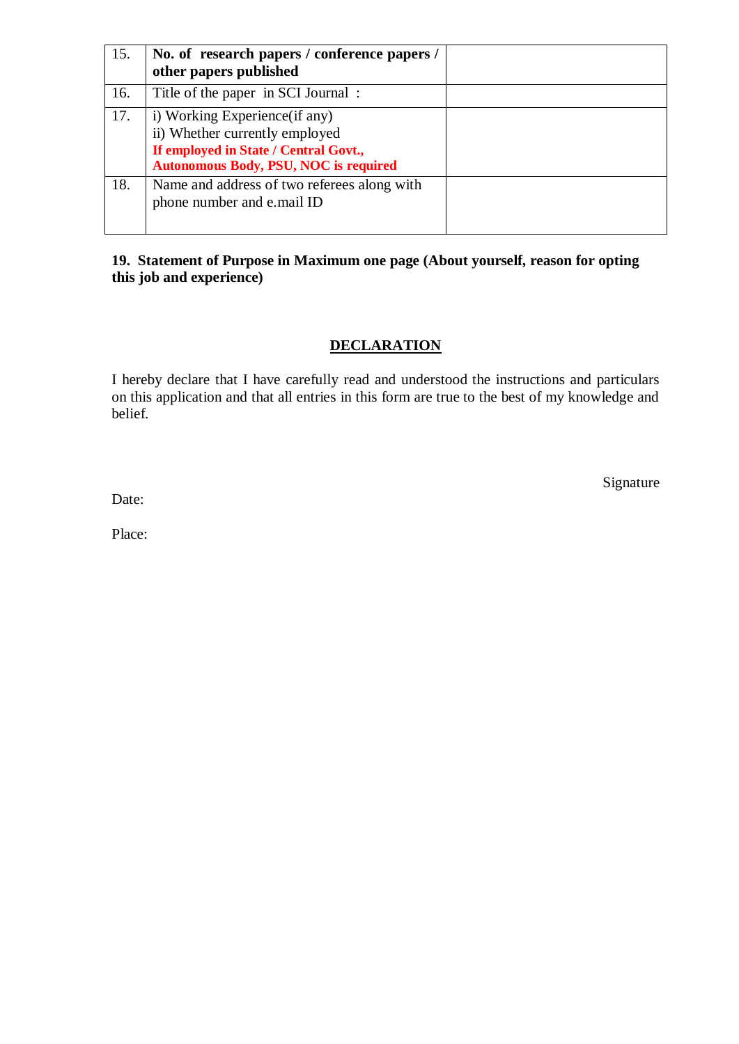| | | |
|---|---|---|
| 15. | **No. of research papers / conference papers / other papers published** | |
| 16. | Title of the paper in SCI Journal : | |
| 17. | i) Working Experience(if any)<br>ii) Whether currently employed<br>**If employed in State / Central Govt., Autonomous Body, PSU, NOC is required** | |
| 18. | Name and address of two referees along with phone number and e.mail ID | |

**19. Statement of Purpose in Maximum one page (About yourself, reason for opting this job and experience)**

## DECLARATION

I hereby declare that I have carefully read and understood the instructions and particulars on this application and that all entries in this form are true to the best of my knowledge and belief.

Signature

Date:

Place: